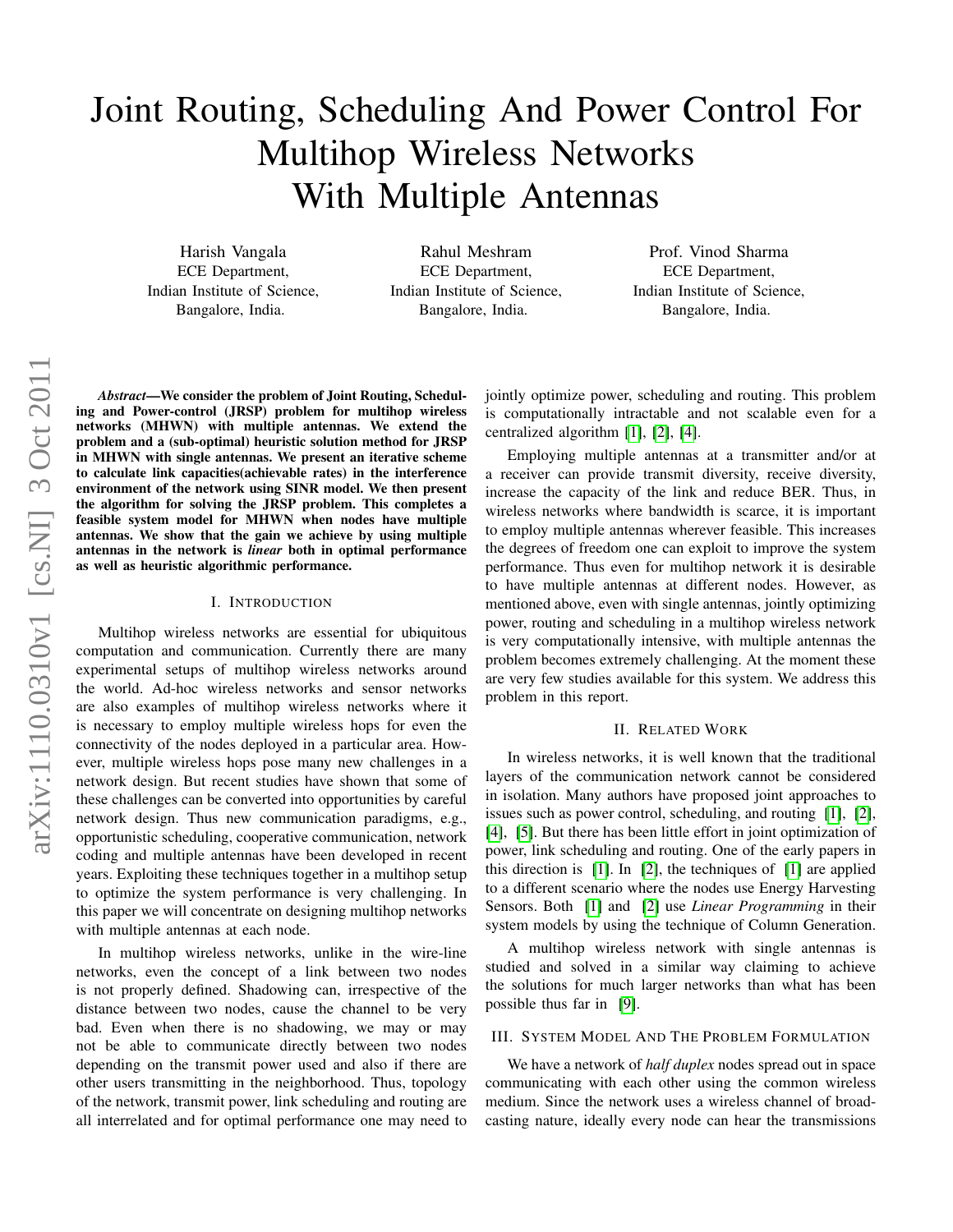# Joint Routing, Scheduling And Power Control For Multihop Wireless Networks With Multiple Antennas

Harish Vangala
ECE Department,
Indian Institute of Science,
Bangalore, India.

Rahul Meshram
ECE Department,
Indian Institute of Science,
Bangalore, India.

Prof. Vinod Sharma
ECE Department,
Indian Institute of Science,
Bangalore, India.

***Abstract*—We consider the problem of Joint Routing, Scheduling and Power-control (JRSP) problem for multihop wireless networks (MHWN) with multiple antennas. We extend the problem and a (sub-optimal) heuristic solution method for JRSP in MHWN with single antennas. We present an iterative scheme to calculate link capacities(achievable rates) in the interference environment of the network using SINR model. We then present the algorithm for solving the JRSP problem. This completes a feasible system model for MHWN when nodes have multiple antennas. We show that the gain we achieve by using multiple antennas in the network is *linear* both in optimal performance as well as heuristic algorithmic performance.**

## I. Introduction

Multihop wireless networks are essential for ubiquitous computation and communication. Currently there are many experimental setups of multihop wireless networks around the world. Ad-hoc wireless networks and sensor networks are also examples of multihop wireless networks where it is necessary to employ multiple wireless hops for even the connectivity of the nodes deployed in a particular area. However, multiple wireless hops pose many new challenges in a network design. But recent studies have shown that some of these challenges can be converted into opportunities by careful network design. Thus new communication paradigms, e.g., opportunistic scheduling, cooperative communication, network coding and multiple antennas have been developed in recent years. Exploiting these techniques together in a multihop setup to optimize the system performance is very challenging. In this paper we will concentrate on designing multihop networks with multiple antennas at each node.

In multihop wireless networks, unlike in the wire-line networks, even the concept of a link between two nodes is not properly defined. Shadowing can, irrespective of the distance between two nodes, cause the channel to be very bad. Even when there is no shadowing, we may or may not be able to communicate directly between two nodes depending on the transmit power used and also if there are other users transmitting in the neighborhood. Thus, topology of the network, transmit power, link scheduling and routing are all interrelated and for optimal performance one may need to jointly optimize power, scheduling and routing. This problem is computationally intractable and not scalable even for a centralized algorithm [1], [2], [4].

Employing multiple antennas at a transmitter and/or at a receiver can provide transmit diversity, receive diversity, increase the capacity of the link and reduce BER. Thus, in wireless networks where bandwidth is scarce, it is important to employ multiple antennas wherever feasible. This increases the degrees of freedom one can exploit to improve the system performance. Thus even for multihop network it is desirable to have multiple antennas at different nodes. However, as mentioned above, even with single antennas, jointly optimizing power, routing and scheduling in a multihop wireless network is very computationally intensive, with multiple antennas the problem becomes extremely challenging. At the moment these are very few studies available for this system. We address this problem in this report.

## II. Related Work

In wireless networks, it is well known that the traditional layers of the communication network cannot be considered in isolation. Many authors have proposed joint approaches to issues such as power control, scheduling, and routing [1], [2], [4], [5]. But there has been little effort in joint optimization of power, link scheduling and routing. One of the early papers in this direction is [1]. In [2], the techniques of [1] are applied to a different scenario where the nodes use Energy Harvesting Sensors. Both [1] and [2] use *Linear Programming* in their system models by using the technique of Column Generation.

A multihop wireless network with single antennas is studied and solved in a similar way claiming to achieve the solutions for much larger networks than what has been possible thus far in [9].

## III. System Model And The Problem Formulation

We have a network of *half duplex* nodes spread out in space communicating with each other using the common wireless medium. Since the network uses a wireless channel of broadcasting nature, ideally every node can hear the transmissions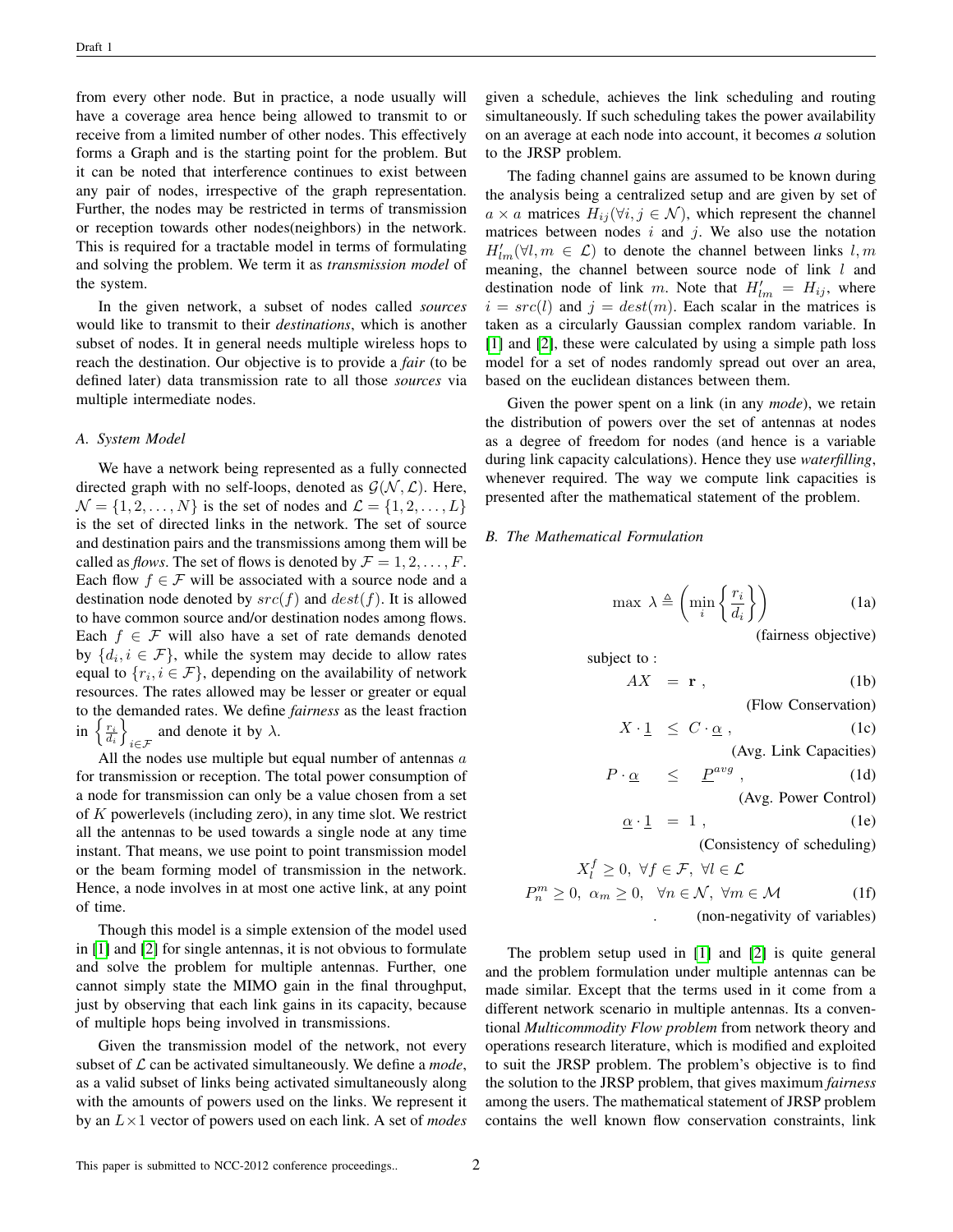from every other node. But in practice, a node usually will have a coverage area hence being allowed to transmit to or receive from a limited number of other nodes. This effectively forms a Graph and is the starting point for the problem. But it can be noted that interference continues to exist between any pair of nodes, irrespective of the graph representation. Further, the nodes may be restricted in terms of transmission or reception towards other nodes(neighbors) in the network. This is required for a tractable model in terms of formulating and solving the problem. We term it as *transmission model* of the system.

In the given network, a subset of nodes called *sources* would like to transmit to their *destinations*, which is another subset of nodes. It in general needs multiple wireless hops to reach the destination. Our objective is to provide a *fair* (to be defined later) data transmission rate to all those *sources* via multiple intermediate nodes.

### A. System Model

We have a network being represented as a fully connected directed graph with no self-loops, denoted as $\mathcal{G}(\mathcal{N},\mathcal{L})$. Here, $\mathcal{N}=\{1,2,\ldots,N\}$ is the set of nodes and $\mathcal{L}=\{1,2,\ldots,L\}$ is the set of directed links in the network. The set of source and destination pairs and the transmissions among them will be called as *flows*. The set of flows is denoted by $\mathcal{F}=1,2,\ldots,F$. Each flow $f\in\mathcal{F}$ will be associated with a source node and a destination node denoted by $src(f)$ and $dest(f)$. It is allowed to have common source and/or destination nodes among flows. Each $f\in\mathcal{F}$ will also have a set of rate demands denoted by $\{d_i, i\in\mathcal{F}\}$, while the system may decide to allow rates equal to $\{r_i, i\in\mathcal{F}\}$, depending on the availability of network resources. The rates allowed may be lesser or greater or equal to the demanded rates. We define *fairness* as the least fraction in $\left\{\frac{r_i}{d_i}\right\}_{i\in\mathcal{F}}$ and denote it by $\lambda$.

All the nodes use multiple but equal number of antennas $a$ for transmission or reception. The total power consumption of a node for transmission can only be a value chosen from a set of $K$ powerlevels (including zero), in any time slot. We restrict all the antennas to be used towards a single node at any time instant. That means, we use point to point transmission model or the beam forming model of transmission in the network. Hence, a node involves in at most one active link, at any point of time.

Though this model is a simple extension of the model used in [1] and [2] for single antennas, it is not obvious to formulate and solve the problem for multiple antennas. Further, one cannot simply state the MIMO gain in the final throughput, just by observing that each link gains in its capacity, because of multiple hops being involved in transmissions.

Given the transmission model of the network, not every subset of $\mathcal{L}$ can be activated simultaneously. We define a *mode*, as a valid subset of links being activated simultaneously along with the amounts of powers used on the links. We represent it by an $L\times 1$ vector of powers used on each link. A set of *modes* given a schedule, achieves the link scheduling and routing simultaneously. If such scheduling takes the power availability on an average at each node into account, it becomes *a* solution to the JRSP problem.

The fading channel gains are assumed to be known during the analysis being a centralized setup and are given by set of $a\times a$ matrices $H_{ij}(\forall i,j\in\mathcal{N})$, which represent the channel matrices between nodes $i$ and $j$. We also use the notation $H'_{lm}(\forall l,m\in\mathcal{L})$ to denote the channel between links $l,m$ meaning, the channel between source node of link $l$ and destination node of link $m$. Note that $H'_{lm}=H_{ij}$, where $i=src(l)$ and $j=dest(m)$. Each scalar in the matrices is taken as a circularly Gaussian complex random variable. In [1] and [2], these were calculated by using a simple path loss model for a set of nodes randomly spread out over an area, based on the euclidean distances between them.

Given the power spent on a link (in any *mode*), we retain the distribution of powers over the set of antennas at nodes as a degree of freedom for nodes (and hence is a variable during link capacity calculations). Hence they use *waterfilling*, whenever required. The way we compute link capacities is presented after the mathematical statement of the problem.

### B. The Mathematical Formulation

$$\max\ \lambda \triangleq \left(\min_i\left\{\frac{r_i}{d_i}\right\}\right) \tag{1a}$$

(fairness objective)

subject to :

$$AX = \mathbf{r}\ , \tag{1b}$$

(Flow Conservation)

$$X\cdot\underline{1} \leq C\cdot\underline{\alpha}\ , \tag{1c}$$

(Avg. Link Capacities)

$$P\cdot\underline{\alpha} \leq \underline{P}^{avg}\ , \tag{1d}$$

(Avg. Power Control)

$$\underline{\alpha}\cdot\underline{1} = 1\ , \tag{1e}$$

(Consistency of scheduling)

$$X_l^f\geq 0,\ \forall f\in\mathcal{F},\ \forall l\in\mathcal{L}$$

$$P_n^m\geq 0,\ \alpha_m\geq 0,\quad \forall n\in\mathcal{N},\ \forall m\in\mathcal{M} \tag{1f}$$

. (non-negativity of variables)

The problem setup used in [1] and [2] is quite general and the problem formulation under multiple antennas can be made similar. Except that the terms used in it come from a different network scenario in multiple antennas. Its a conventional *Multicommodity Flow problem* from network theory and operations research literature, which is modified and exploited to suit the JRSP problem. The problem's objective is to find the solution to the JRSP problem, that gives maximum *fairness* among the users. The mathematical statement of JRSP problem contains the well known flow conservation constraints, link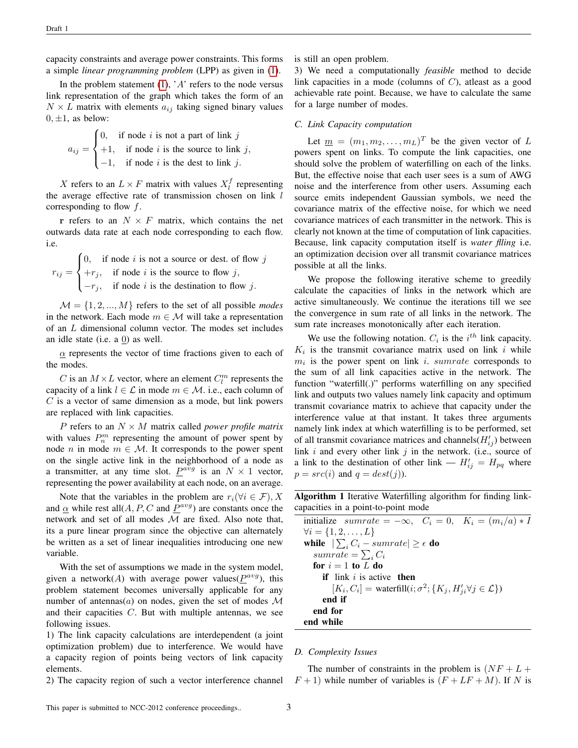capacity constraints and average power constraints. This forms a simple *linear programming problem* (LPP) as given in (1).

In the problem statement (1), '$A$' refers to the node versus link representation of the graph which takes the form of an $N \times L$ matrix with elements $a_{ij}$ taking signed binary values $0, \pm 1$, as below:

$$a_{ij} = \begin{cases} 0, & \text{if node } i \text{ is not a part of link } j \\ +1, & \text{if node } i \text{ is the source to link } j, \\ -1, & \text{if node } i \text{ is the dest to link } j. \end{cases}$$

$X$ refers to an $L \times F$ matrix with values $X_l^f$ representing the average effective rate of transmission chosen on link $l$ corresponding to flow $f$.

$\mathbf{r}$ refers to an $N \times F$ matrix, which contains the net outwards data rate at each node corresponding to each flow. i.e.

$$r_{ij} = \begin{cases} 0, & \text{if node } i \text{ is not a source or dest. of flow } j \\ +r_j, & \text{if node } i \text{ is the source to flow } j, \\ -r_j, & \text{if node } i \text{ is the destination to flow } j. \end{cases}$$

$\mathcal{M} = \{1, 2, ..., M\}$ refers to the set of all possible *modes* in the network. Each mode $m \in \mathcal{M}$ will take a representation of an $L$ dimensional column vector. The modes set includes an idle state (i.e. a $\underline{0}$) as well.

$\underline{\alpha}$ represents the vector of time fractions given to each of the modes.

$C$ is an $M \times L$ vector, where an element $C_l^m$ represents the capacity of a link $l \in \mathcal{L}$ in mode $m \in \mathcal{M}$. i.e., each column of $C$ is a vector of same dimension as a mode, but link powers are replaced with link capacities.

$P$ refers to an $N \times M$ matrix called *power profile matrix* with values $P_n^m$ representing the amount of power spent by node $n$ in mode $m \in \mathcal{M}$. It corresponds to the power spent on the single active link in the neighborhood of a node as a transmitter, at any time slot. $\underline{P}^{avg}$ is an $N \times 1$ vector, representing the power availability at each node, on an average.

Note that the variables in the problem are $r_i (\forall i \in \mathcal{F}), X$ and $\underline{\alpha}$ while rest all($A, P, C$ and $\underline{P}^{avg}$) are constants once the network and set of all modes $\mathcal{M}$ are fixed. Also note that, its a pure linear program since the objective can alternately be written as a set of linear inequalities introducing one new variable.

With the set of assumptions we made in the system model, given a network($A$) with average power values($\underline{P}^{avg}$), this problem statement becomes universally applicable for any number of antennas($a$) on nodes, given the set of modes $\mathcal{M}$ and their capacities $C$. But with multiple antennas, we see following issues.

1) The link capacity calculations are interdependent (a joint optimization problem) due to interference. We would have a capacity region of points being vectors of link capacity elements.

2) The capacity region of such a vector interference channel is still an open problem.

3) We need a computationally *feasible* method to decide link capacities in a mode (columns of $C$), atleast as a good achievable rate point. Because, we have to calculate the same for a large number of modes.

### C. Link Capacity computation

Let $\underline{m} = (m_1, m_2, \dots, m_L)^T$ be the given vector of $L$ powers spent on links. To compute the link capacities, one should solve the problem of waterfilling on each of the links. But, the effective noise that each user sees is a sum of AWG noise and the interference from other users. Assuming each source emits independent Gaussian symbols, we need the covariance matrix of the effective noise, for which we need covariance matrices of each transmitter in the network. This is clearly not known at the time of computation of link capacities. Because, link capacity computation itself is *water flling* i.e. an optimization decision over all transmit covariance matrices possible at all the links.

We propose the following iterative scheme to greedily calculate the capacities of links in the network which are active simultaneously. We continue the iterations till we see the convergence in sum rate of all links in the network. The sum rate increases monotonically after each iteration.

We use the following notation. $C_i$ is the $i^{th}$ link capacity. $K_i$ is the transmit covariance matrix used on link $i$ while $m_i$ is the power spent on link $i$. $sumrate$ corresponds to the sum of all link capacities active in the network. The function "waterfill(.)" performs waterfilling on any specified link and outputs two values namely link capacity and optimum transmit covariance matrix to achieve that capacity under the interference value at that instant. It takes three arguments namely link index at which waterfilling is to be performed, set of all transmit covariance matrices and channels($H'_{ij}$) between link $i$ and every other link $j$ in the network. (i.e., source of a link to the destination of other link — $H'_{ij} = H_{pq}$ where $p = src(i)$ and $q = dest(j)$).

**Algorithm 1** Iterative Waterfilling algorithm for finding link-capacities in a point-to-point mode

```
initialize  sumrate = −∞,   C_i = 0,   K_i = (m_i/a) ∗ I
∀i = {1, 2, ..., L}
while  |Σ_i C_i − sumrate| ≥ ε do
    sumrate = Σ_i C_i
    for i = 1 to L do
        if  link i is active  then
            [K_i, C_i] = waterfill(i; σ^2; {K_j, H'_ji ∀j ∈ L})
        end if
    end for
end while
```

### D. Complexity Issues

The number of constraints in the problem is $(NF + L + F + 1)$ while number of variables is $(F + LF + M)$. If $N$ is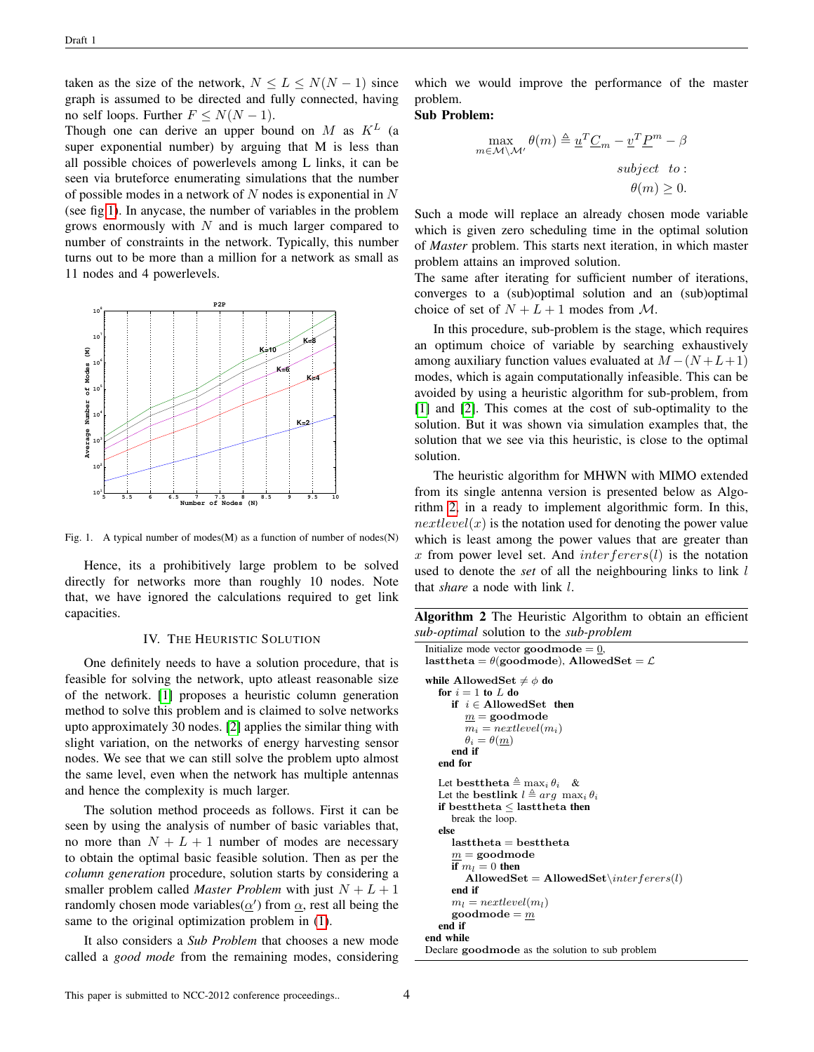taken as the size of the network, $N \leq L \leq N(N-1)$ since graph is assumed to be directed and fully connected, having no self loops. Further $F \leq N(N-1)$.
Though one can derive an upper bound on $M$ as $K^L$ (a super exponential number) by arguing that M is less than all possible choices of powerlevels among L links, it can be seen via bruteforce enumerating simulations that the number of possible modes in a network of $N$ nodes is exponential in $N$ (see fig 1). In anycase, the number of variables in the problem grows enormously with $N$ and is much larger compared to number of constraints in the network. Typically, this number turns out to be more than a million for a network as small as 11 nodes and 4 powerlevels.

Fig. 1. A typical number of modes(M) as a function of number of nodes(N)

Hence, its a prohibitively large problem to be solved directly for networks more than roughly 10 nodes. Note that, we have ignored the calculations required to get link capacities.

## IV. The Heuristic Solution

One definitely needs to have a solution procedure, that is feasible for solving the network, upto atleast reasonable size of the network. [1] proposes a heuristic column generation method to solve this problem and is claimed to solve networks upto approximately 30 nodes. [2] applies the similar thing with slight variation, on the networks of energy harvesting sensor nodes. We see that we can still solve the problem upto almost the same level, even when the network has multiple antennas and hence the complexity is much larger.

The solution method proceeds as follows. First it can be seen by using the analysis of number of basic variables that, no more than $N+L+1$ number of modes are necessary to obtain the optimal basic feasible solution. Then as per the *column generation* procedure, solution starts by considering a smaller problem called *Master Problem* with just $N+L+1$ randomly chosen mode variables($\underline{\alpha}'$) from $\underline{\alpha}$, rest all being the same to the original optimization problem in (1).

It also considers a *Sub Problem* that chooses a new mode called a *good mode* from the remaining modes, considering which we would improve the performance of the master problem.

**Sub Problem:**

$$\max_{m \in \mathcal{M} \setminus \mathcal{M}'} \theta(m) \triangleq \underline{u}^T \underline{C}_m - \underline{v}^T \underline{P}^m - \beta$$

$$subject\ \ to:$$

$$\theta(m) \geq 0.$$

Such a mode will replace an already chosen mode variable which is given zero scheduling time in the optimal solution of *Master* problem. This starts next iteration, in which master problem attains an improved solution.
The same after iterating for sufficient number of iterations, converges to a (sub)optimal solution and an (sub)optimal choice of set of $N+L+1$ modes from $\mathcal{M}$.

In this procedure, sub-problem is the stage, which requires an optimum choice of variable by searching exhaustively among auxiliary function values evaluated at $M-(N+L+1)$ modes, which is again computationally infeasible. This can be avoided by using a heuristic algorithm for sub-problem, from [1] and [2]. This comes at the cost of sub-optimality to the solution. But it was shown via simulation examples that, the solution that we see via this heuristic, is close to the optimal solution.

The heuristic algorithm for MHWN with MIMO extended from its single antenna version is presented below as Algorithm 2, in a ready to implement algorithmic form. In this, $nextlevel(x)$ is the notation used for denoting the power value which is least among the power values that are greater than $x$ from power level set. And $interferers(l)$ is the notation used to denote the *set* of all the neighbouring links to link $l$ that *share* a node with link $l$.

**Algorithm 2** The Heuristic Algorithm to obtain an efficient *sub-optimal* solution to the *sub-problem*

```
Initialize mode vector goodmode = 0,
lasttheta = θ(goodmode), AllowedSet = ℒ

while AllowedSet ≠ φ do
   for i = 1 to L do
      if i ∈ AllowedSet then
         m = goodmode
         m_i = nextlevel(m_i)
         θ_i = θ(m)
      end if
   end for

   Let besttheta ≜ max_i θ_i  &
   Let the bestlink l ≜ arg max_i θ_i
   if besttheta ≤ lasttheta then
      break the loop.
   else
      lasttheta = besttheta
      m = goodmode
      if m_l = 0 then
         AllowedSet = AllowedSet \ interferers(l)
      end if
      m_l = nextlevel(m_l)
      goodmode = m
   end if
end while
Declare goodmode as the solution to sub problem
```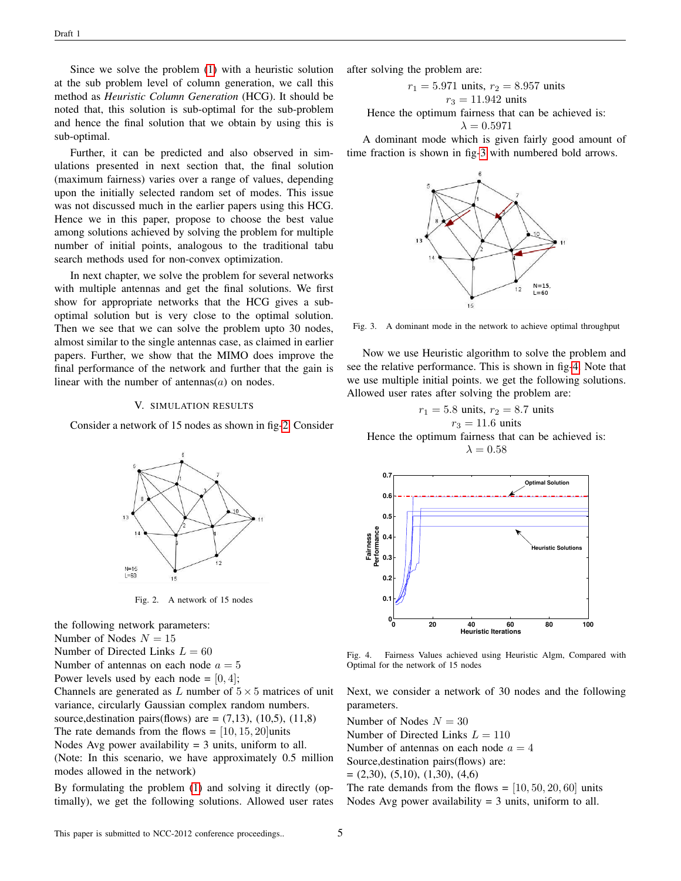Since we solve the problem (1) with a heuristic solution at the sub problem level of column generation, we call this method as *Heuristic Column Generation* (HCG). It should be noted that, this solution is sub-optimal for the sub-problem and hence the final solution that we obtain by using this is sub-optimal.

Further, it can be predicted and also observed in simulations presented in next section that, the final solution (maximum fairness) varies over a range of values, depending upon the initially selected random set of modes. This issue was not discussed much in the earlier papers using this HCG. Hence we in this paper, propose to choose the best value among solutions achieved by solving the problem for multiple number of initial points, analogous to the traditional tabu search methods used for non-convex optimization.

In next chapter, we solve the problem for several networks with multiple antennas and get the final solutions. We first show for appropriate networks that the HCG gives a sub-optimal solution but is very close to the optimal solution. Then we see that we can solve the problem upto 30 nodes, almost similar to the single antennas case, as claimed in earlier papers. Further, we show that the MIMO does improve the final performance of the network and further that the gain is linear with the number of antennas($a$) on nodes.

## V. Simulation Results

Consider a network of 15 nodes as shown in fig-2. Consider the following network parameters:
Number of Nodes $N = 15$
Number of Directed Links $L = 60$
Number of antennas on each node $a = 5$
Power levels used by each node = $[0, 4]$;
Channels are generated as $L$ number of $5 \times 5$ matrices of unit variance, circularly Gaussian complex random numbers.
source,destination pairs(flows) are = (7,13), (10,5), (11,8)
The rate demands from the flows = $[10, 15, 20]$units
Nodes Avg power availability = 3 units, uniform to all.
(Note: In this scenario, we have approximately 0.5 million modes allowed in the network)

Fig. 2. A network of 15 nodes

By formulating the problem (1) and solving it directly (optimally), we get the following solutions. Allowed user rates after solving the problem are:

$$r_1 = 5.971 \text{ units}, \; r_2 = 8.957 \text{ units}$$
$$r_3 = 11.942 \text{ units}$$

Hence the optimum fairness that can be achieved is:

$$\lambda = 0.5971$$

A dominant mode which is given fairly good amount of time fraction is shown in fig-3 with numbered bold arrows.

Fig. 3. A dominant mode in the network to achieve optimal throughput

Now we use Heuristic algorithm to solve the problem and see the relative performance. This is shown in fig-4. Note that we use multiple initial points. we get the following solutions. Allowed user rates after solving the problem are:

$$r_1 = 5.8 \text{ units}, \; r_2 = 8.7 \text{ units}$$
$$r_3 = 11.6 \text{ units}$$

Hence the optimum fairness that can be achieved is:

$$\lambda = 0.58$$

Fig. 4. Fairness Values achieved using Heuristic Algm, Compared with Optimal for the network of 15 nodes

Next, we consider a network of 30 nodes and the following parameters.

Number of Nodes $N = 30$
Number of Directed Links $L = 110$
Number of antennas on each node $a = 4$
Source,destination pairs(flows) are:
= (2,30), (5,10), (1,30), (4,6)
The rate demands from the flows = $[10, 50, 20, 60]$ units
Nodes Avg power availability = 3 units, uniform to all.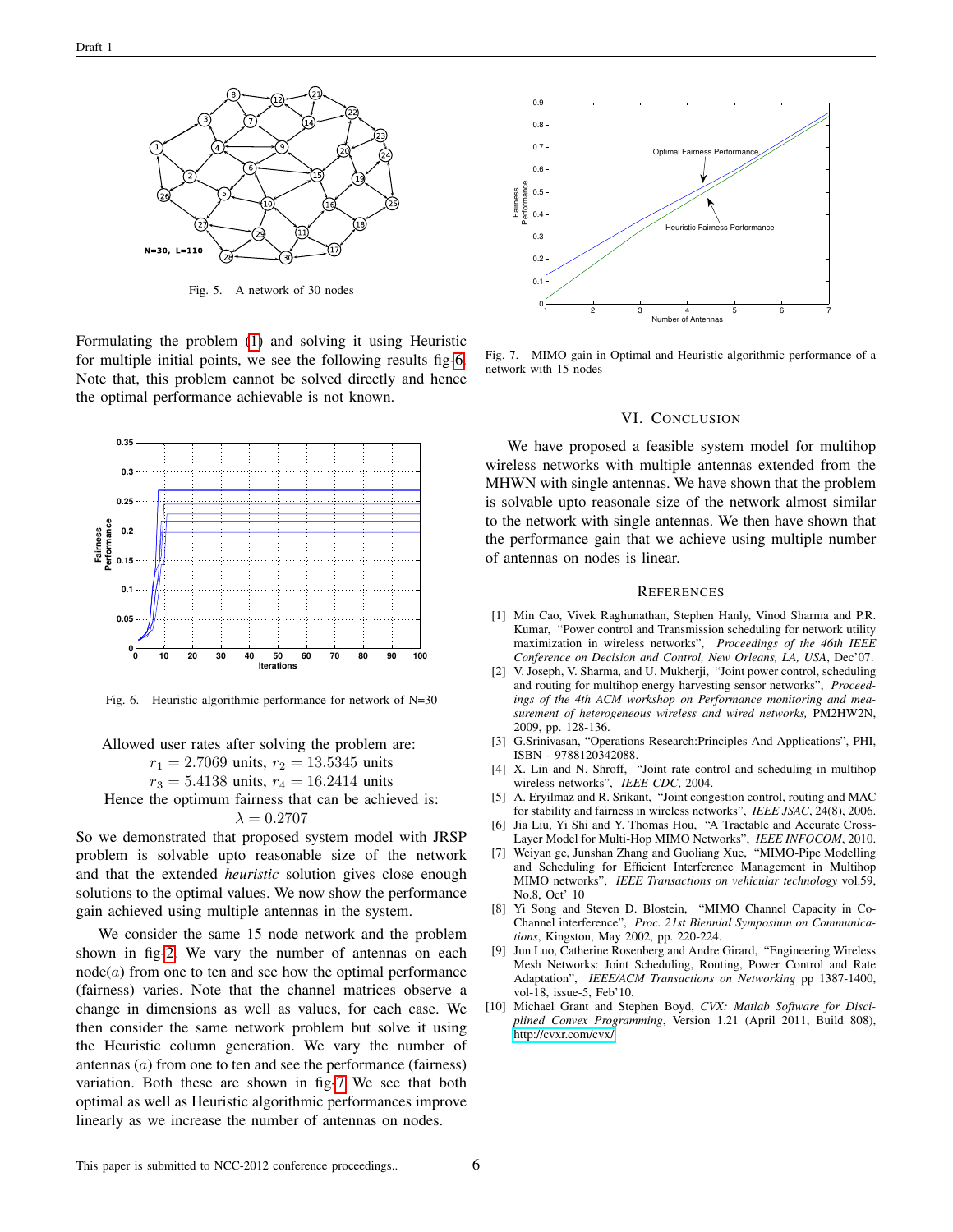N=30, L=110

Fig. 5. A network of 30 nodes

Formulating the problem (1) and solving it using Heuristic for multiple initial points, we see the following results fig-6. Note that, this problem cannot be solved directly and hence the optimal performance achievable is not known.

Fairness Performance

Iterations

0 10 20 30 40 50 60 70 80 90 100

0 0.05 0.1 0.15 0.2 0.25 0.3 0.35

Fig. 6. Heuristic algorithmic performance for network of N=30

Allowed user rates after solving the problem are:

$r_1 = 2.7069$ units, $r_2 = 13.5345$ units

$r_3 = 5.4138$ units, $r_4 = 16.2414$ units

Hence the optimum fairness that can be achieved is:

$$\lambda = 0.2707$$

So we demonstrated that proposed system model with JRSP problem is solvable upto reasonable size of the network and that the extended *heuristic* solution gives close enough solutions to the optimal values. We now show the performance gain achieved using multiple antennas in the system.

We consider the same 15 node network and the problem shown in fig-2. We vary the number of antennas on each node($a$) from one to ten and see how the optimal performance (fairness) varies. Note that the channel matrices observe a change in dimensions as well as values, for each case. We then consider the same network problem but solve it using the Heuristic column generation. We vary the number of antennas ($a$) from one to ten and see the performance (fairness) variation. Both these are shown in fig-7 We see that both optimal as well as Heuristic algorithmic performances improve linearly as we increase the number of antennas on nodes.

Optimal Fairness Performance

Heuristic Fairness Performance

Fairness Performance

Number of Antennas

1 2 3 4 5 6 7

0 0.1 0.2 0.3 0.4 0.5 0.6 0.7 0.8 0.9

Fig. 7. MIMO gain in Optimal and Heuristic algorithmic performance of a network with 15 nodes

## VI. Conclusion

We have proposed a feasible system model for multihop wireless networks with multiple antennas extended from the MHWN with single antennas. We have shown that the problem is solvable upto reasonale size of the network almost similar to the network with single antennas. We then have shown that the performance gain that we achieve using multiple number of antennas on nodes is linear.

## References

[1] Min Cao, Vivek Raghunathan, Stephen Hanly, Vinod Sharma and P.R. Kumar, "Power control and Transmission scheduling for network utility maximization in wireless networks", *Proceedings of the 46th IEEE Conference on Decision and Control, New Orleans, LA, USA*, Dec'07.

[2] V. Joseph, V. Sharma, and U. Mukherji, "Joint power control, scheduling and routing for multihop energy harvesting sensor networks", *Proceedings of the 4th ACM workshop on Performance monitoring and measurement of heterogeneous wireless and wired networks,* PM2HW2N, 2009, pp. 128-136.

[3] G.Srinivasan, "Operations Research:Principles And Applications", PHI, ISBN - 9788120342088.

[4] X. Lin and N. Shroff, "Joint rate control and scheduling in multihop wireless networks", *IEEE CDC*, 2004.

[5] A. Eryilmaz and R. Srikant, "Joint congestion control, routing and MAC for stability and fairness in wireless networks", *IEEE JSAC*, 24(8), 2006.

[6] Jia Liu, Yi Shi and Y. Thomas Hou, "A Tractable and Accurate Cross-Layer Model for Multi-Hop MIMO Networks", *IEEE INFOCOM*, 2010.

[7] Weiyan ge, Junshan Zhang and Guoliang Xue, "MIMO-Pipe Modelling and Scheduling for Efficient Interference Management in Multihop MIMO networks", *IEEE Transactions on vehicular technology* vol.59, No.8, Oct' 10

[8] Yi Song and Steven D. Blostein, "MIMO Channel Capacity in Co-Channel interference", *Proc. 21st Biennial Symposium on Communications*, Kingston, May 2002, pp. 220-224.

[9] Jun Luo, Catherine Rosenberg and Andre Girard, "Engineering Wireless Mesh Networks: Joint Scheduling, Routing, Power Control and Rate Adaptation", *IEEE/ACM Transactions on Networking* pp 1387-1400, vol-18, issue-5, Feb'10.

[10] Michael Grant and Stephen Boyd, *CVX: Matlab Software for Disciplined Convex Programming*, Version 1.21 (April 2011, Build 808), http://cvxr.com/cvx/